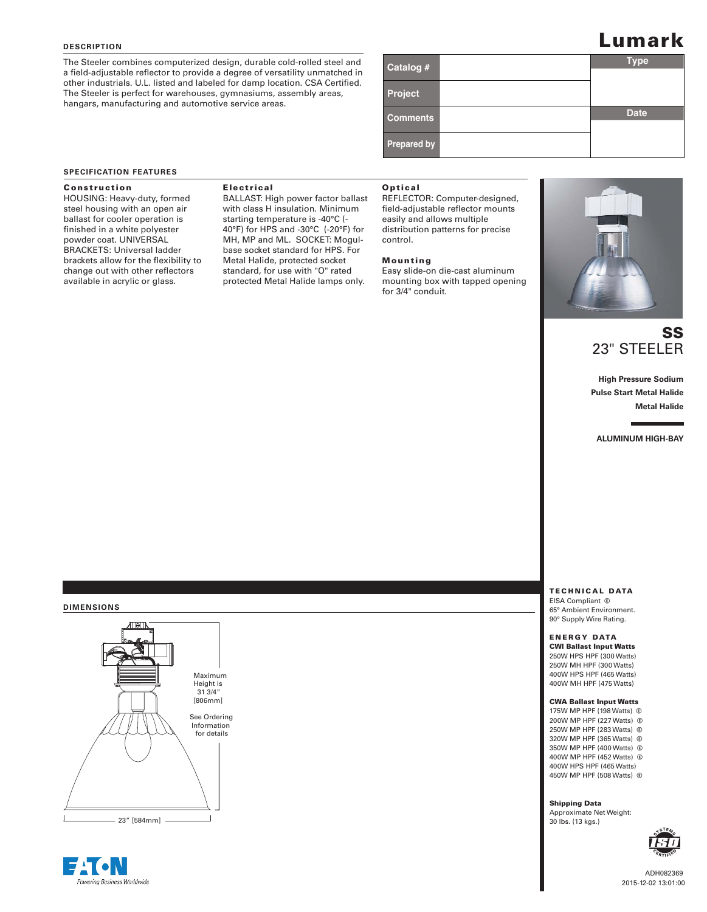# Lumark

## DESCRIPTION

The Steeler combines computerized design, durable cold-rolled steel and a field-adjustable reflector to provide a degree of versatility unmatched in other industrials. U.L. listed and labeled for damp location. CSA Certified. The Steeler is perfect for warehouses, gymnasiums, assembly areas, hangars, manufacturing and automotive service areas.

| Catalog # | | Type |
|---|---|---|
| Project | | |
| Comments | | Date |
| Prepared by | | |

**SS**
**23" STEELER**

**High Pressure Sodium**
**Pulse Start Metal Halide**
**Metal Halide**

**ALUMINUM HIGH-BAY**

## SPECIFICATION FEATURES

### Construction

HOUSING: Heavy-duty, formed steel housing with an open air ballast for cooler operation is finished in a white polyester powder coat. UNIVERSAL BRACKETS: Universal ladder brackets allow for the flexibility to change out with other reflectors available in acrylic or glass.

### Electrical

BALLAST: High power factor ballast with class H insulation. Minimum starting temperature is -40°C (-40°F) for HPS and -30°C (-20°F) for MH, MP and ML. SOCKET: Mogul-base socket standard for HPS. For Metal Halide, protected socket standard, for use with "O" rated protected Metal Halide lamps only.

### Optical

REFLECTOR: Computer-designed, field-adjustable reflector mounts easily and allows multiple distribution patterns for precise control.

### Mounting

Easy slide-on die-cast aluminum mounting box with tapped opening for 3/4" conduit.

## DIMENSIONS

Maximum Height is 31 3/4" [806mm]

See Ordering Information for details

23" [584mm]

## TECHNICAL DATA

EISA Compliant ⓔ
65° Ambient Environment.
90° Supply Wire Rating.

## ENERGY DATA

**CWI Ballast Input Watts**

250W HPS HPF (300 Watts)
250W MH HPF (300 Watts)
400W HPS HPF (465 Watts)
400W MH HPF (475 Watts)

**CWA Ballast Input Watts**

175W MP HPF (198 Watts) ⓔ
200W MP HPF (227 Watts) ⓔ
250W MP HPF (283 Watts) ⓔ
320W MP HPF (365 Watts) ⓔ
350W MP HPF (400 Watts) ⓔ
400W MP HPF (452 Watts) ⓔ
400W HPS HPF (465 Watts)
450W MP HPF (508 Watts) ⓔ

**Shipping Data**

Approximate Net Weight:
30 lbs. (13 kgs.)

ADH082369
2015-12-02 13:01:00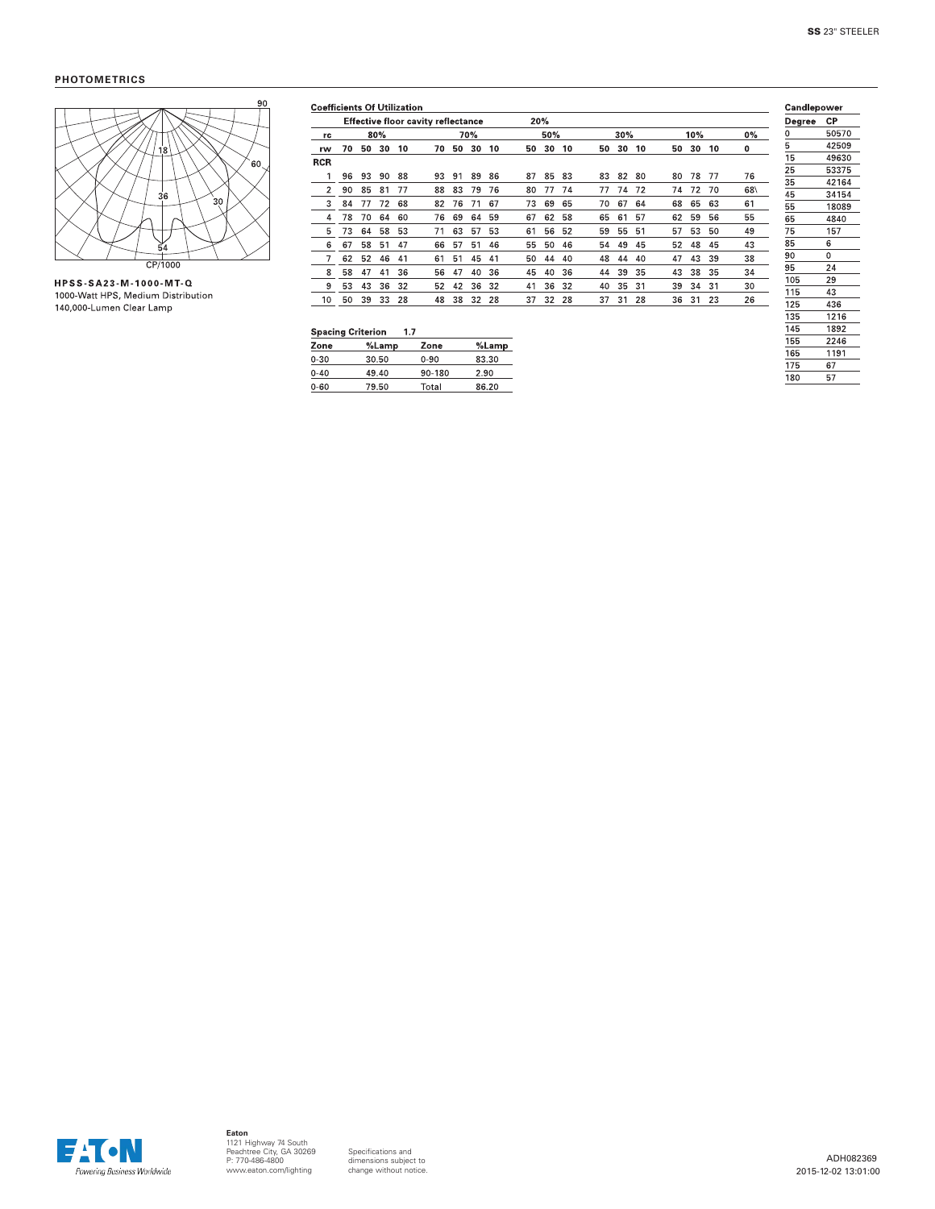## PHOTOMETRICS

**HPSS-SA23-M-1000-MT-Q**
1000-Watt HPS, Medium Distribution
140,000-Lumen Clear Lamp

### Coefficients Of Utilization

| | Effective floor cavity reflectance | | | | | | | | 20% | | | | | | | | | | |
|---|---|---|---|---|---|---|---|---|---|---|---|---|---|---|---|---|---|---|---|
| **rc** | 80% | | | | 70% | | | | 50% | | | 30% | | | 10% | | | 0% |
| **rw** | 70 | 50 | 30 | 10 | 70 | 50 | 30 | 10 | 50 | 30 | 10 | 50 | 30 | 10 | 50 | 30 | 10 | 0 |
| **RCR** | | | | | | | | | | | | | | | | | | |
| 1 | 96 | 93 | 90 | 88 | 93 | 91 | 89 | 86 | 87 | 85 | 83 | 83 | 82 | 80 | 80 | 78 | 77 | 76 |
| 2 | 90 | 85 | 81 | 77 | 88 | 83 | 79 | 76 | 80 | 77 | 74 | 77 | 74 | 72 | 74 | 72 | 70 | 68\ |
| 3 | 84 | 77 | 72 | 68 | 82 | 76 | 71 | 67 | 73 | 69 | 65 | 70 | 67 | 64 | 68 | 65 | 63 | 61 |
| 4 | 78 | 70 | 64 | 60 | 76 | 69 | 64 | 59 | 67 | 62 | 58 | 65 | 61 | 57 | 62 | 59 | 56 | 55 |
| 5 | 73 | 64 | 58 | 53 | 71 | 63 | 57 | 53 | 61 | 56 | 52 | 59 | 55 | 51 | 57 | 53 | 50 | 49 |
| 6 | 67 | 58 | 51 | 47 | 66 | 57 | 51 | 46 | 55 | 50 | 46 | 54 | 49 | 45 | 52 | 48 | 45 | 43 |
| 7 | 62 | 52 | 46 | 41 | 61 | 51 | 45 | 41 | 50 | 44 | 40 | 48 | 44 | 40 | 47 | 43 | 39 | 38 |
| 8 | 58 | 47 | 41 | 36 | 56 | 47 | 40 | 36 | 45 | 40 | 36 | 44 | 39 | 35 | 43 | 38 | 35 | 34 |
| 9 | 53 | 43 | 36 | 32 | 52 | 42 | 36 | 32 | 41 | 36 | 32 | 40 | 35 | 31 | 39 | 34 | 31 | 30 |
| 10 | 50 | 39 | 33 | 28 | 48 | 38 | 32 | 28 | 37 | 32 | 28 | 37 | 31 | 28 | 36 | 31 | 23 | 26 |

**Spacing Criterion** 1.7

| Zone | %Lamp | Zone | %Lamp |
|---|---|---|---|
| 0-30 | 30.50 | 0-90 | 83.30 |
| 0-40 | 49.40 | 90-180 | 2.90 |
| 0-60 | 79.50 | Total | 86.20 |

### Candlepower

| Degree | CP |
|---|---|
| 0 | 50570 |
| 5 | 42509 |
| 15 | 49630 |
| 25 | 53375 |
| 35 | 42164 |
| 45 | 34154 |
| 55 | 18089 |
| 65 | 4840 |
| 75 | 157 |
| 85 | 6 |
| 90 | 0 |
| 95 | 24 |
| 105 | 29 |
| 115 | 43 |
| 125 | 436 |
| 135 | 1216 |
| 145 | 1892 |
| 155 | 2246 |
| 165 | 1191 |
| 175 | 67 |
| 180 | 57 |

**Eaton**
1121 Highway 74 South
Peachtree City, GA 30269
P: 770-486-4800
www.eaton.com/lighting

Specifications and dimensions subject to change without notice.

ADH082369
2015-12-02 13:01:00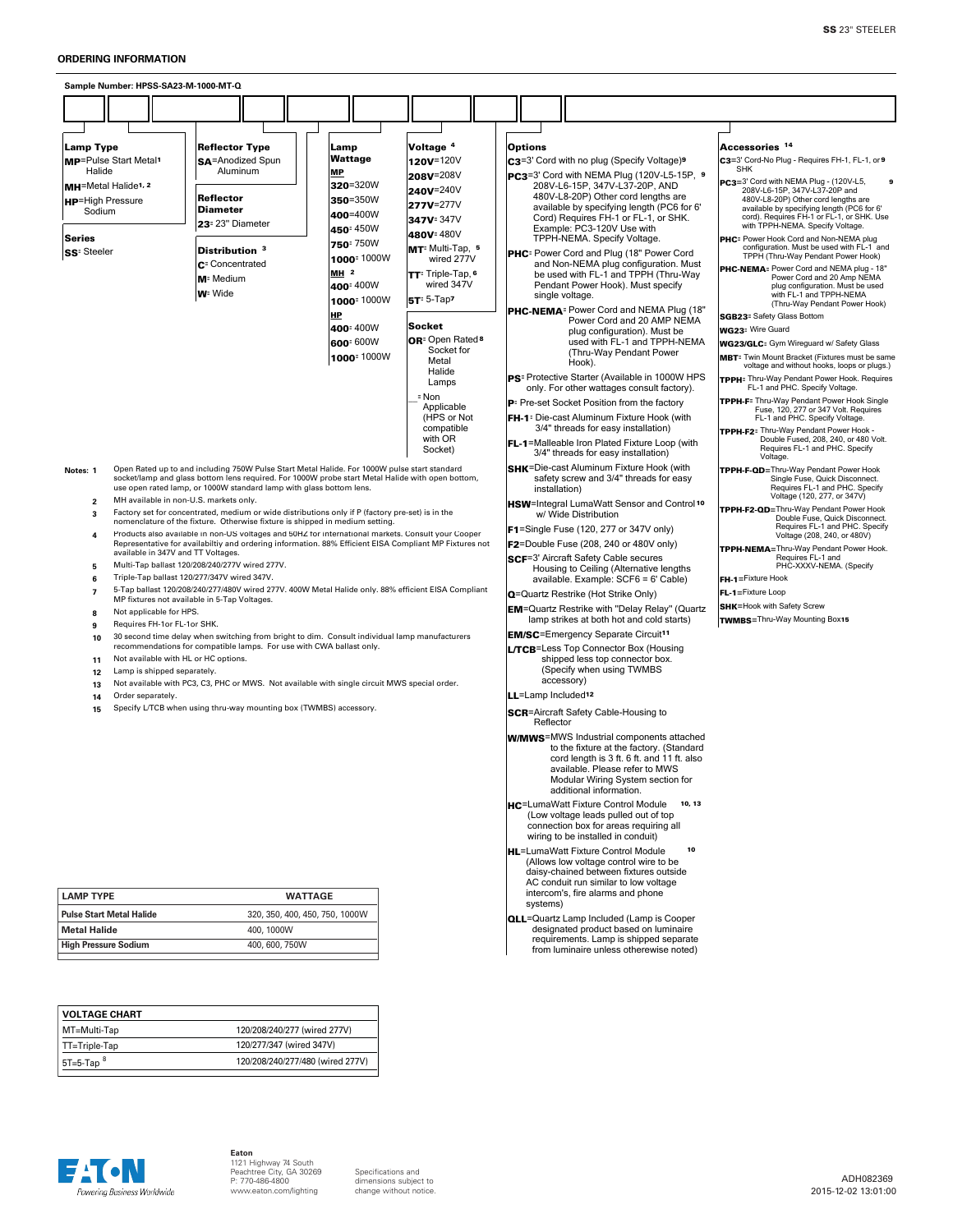## ORDERING INFORMATION

**Sample Number: HPSS-SA23-M-1000-MT-Q**

**Lamp Type**
- **MP**=Pulse Start Metal Halide[1]
- **MH**=Metal Halide[1, 2]
- **HP**=High Pressure Sodium

**Series**
- **SS**= Steeler

**Reflector Type**
- **SA**=Anodized Spun Aluminum

**Reflector Diameter**
- **23**= 23" Diameter

**Distribution** [3]
- **C**= Concentrated
- **M**= Medium
- **W**= Wide

**Lamp Wattage**

**MP**
- **320**=320W
- **350**=350W
- **400**=400W
- **450**= 450W
- **750**= 750W
- **1000**= 1000W

**MH** [2]
- **400**= 400W
- **1000**= 1000W

**HP**
- **400**= 400W
- **600**= 600W
- **1000**= 1000W

**Voltage** [4]
- **120V**=120V
- **208V**=208V
- **240V**=240V
- **277V**=277V
- **347V**= 347V
- **480V**= 480V
- **MT**= Multi-Tap, wired 277V [5]
- **TT**: Triple-Tap, wired 347V [6]
- **5T**= 5-Tap[7]

**Socket**
- **OR**= Open Rated Socket for Metal Halide Lamps[8]
- _= Non Applicable (HPS or Not compatible with OR Socket)

**Options**
- **C3**=3' Cord with no plug (Specify Voltage)[9]
- **PC3**=3' Cord with NEMA Plug (120V-L5-15P, 208V-L6-15P, 347V-L37-20P, AND 480V-L8-20P) Other cord lengths are available by specifying length (PC6 for 6' Cord) Requires FH-1 or FL-1, or SHK. Example: PC3-120V Use with TPPH-NEMA. Specify Voltage.[9]
- **PHC**= Power Cord and Plug (18" Power Cord and Non-NEMA plug configuration. Must be used with FL-1 and TPPH (Thru-Way Pendant Power Hook). Must specify single voltage.
- **PHC-NEMA**= Power Cord and NEMA Plug (18" Power Cord and 20 AMP NEMA plug configuration). Must be used with FL-1 and TPPH-NEMA (Thru-Way Pendant Power Hook).
- **PS**= Protective Starter (Available in 1000W HPS only. For other wattages consult factory).
- **P**= Pre-set Socket Position from the factory
- **FH-1**= Die-cast Aluminum Fixture Hook (with 3/4" threads for easy installation)
- **FL-1**=Malleable Iron Plated Fixture Loop (with 3/4" threads for easy installation)
- **SHK**=Die-cast Aluminum Fixture Hook (with safety screw and 3/4" threads for easy installation)
- **HSW**=Integral LumaWatt Sensor and Control w/ Wide Distribution[10]
- **F1**=Single Fuse (120, 277 or 347V only)
- **F2**=Double Fuse (208, 240 or 480V only)
- **SCF**=3' Aircraft Safety Cable secures Housing to Ceiling (Alternative lengths available. Example: SCF6 = 6' Cable)
- **Q**=Quartz Restrike (Hot Strike Only)
- **EM**=Quartz Restrike with "Delay Relay" (Quartz lamp strikes at both hot and cold starts)
- **EM/SC**=Emergency Separate Circuit[11]
- **L/TCB**=Less Top Connector Box (Housing shipped less top connector box. (Specify when using TWMBS accessory)
- **LL**=Lamp Included[12]
- **SCR**=Aircraft Safety Cable-Housing to Reflector
- **W/MWS**=MWS Industrial components attached to the fixture at the factory. (Standard cord length is 3 ft. 6 ft. and 11 ft. also available. Please refer to MWS Modular Wiring System section for additional information.
- **HC**=LumaWatt Fixture Control Module (Low voltage leads pulled out of top connection box for areas requiring all wiring to be installed in conduit)[10, 13]
- **HL**=LumaWatt Fixture Control Module (Allows low voltage control wire to be daisy-chained between fixtures outside AC conduit run similar to low voltage intercom's, fire alarms and phone systems)[10]
- **QLL**=Quartz Lamp Included (Lamp is Cooper designated product based on luminaire requirements. Lamp is shipped separate from luminaire unless otherewise noted)

**Accessories** [14]
- **C3**=3' Cord-No Plug - Requires FH-1, FL-1, or SHK[9]
- **PC3**=3' Cord with NEMA Plug - (120V-L5, 208V-L6-15P, 347V-L37-20P and 480V-L8-20P) Other cord lengths are available by specifying length (PC6 for 6' cord). Requires FH-1 or FL-1, or SHK. Use with TPPH-NEMA. Specify Voltage.[9]
- **PHC**= Power Hook Cord and Non-NEMA plug configuration. Must be used with FL-1 and TPPH (Thru-Way Pendant Power Hook)
- **PHC-NEMA**= Power Cord and NEMA plug - 18" Power Cord and 20 Amp NEMA plug configuration. Must be used with FL-1 and TPPH-NEMA (Thru-Way Pendant Power Hook)
- **SGB23**= Safety Glass Bottom
- **WG23**= Wire Guard
- **WG23/GLC**= Gym Wireguard w/ Safety Glass
- **MBT**= Twin Mount Bracket (Fixtures must be same voltage and without hooks, loops or plugs.)
- **TPPH**= Thru-Way Pendant Power Hook. Requires FL-1 and PHC. Specify Voltage.
- **TPPH-F**= Thru-Way Pendant Power Hook Single Fuse, 120, 277 or 347 Volt. Requires FL-1 and PHC. Specify Voltage.
- **TPPH-F2**= Thru-Way Pendant Power Hook - Double Fused, 208, 240, or 480 Volt. Requires FL-1 and PHC. Specify Voltage.
- **TPPH-F-QD**=Thru-Way Pendant Power Hook Single Fuse, Quick Disconnect. Requires FL-1 and PHC. Specify Voltage (120, 277, or 347V)
- **TPPH-F2-QD**=Thru-Way Pendant Power Hook Double Fuse, Quick Disconnect. Requires FL-1 and PHC. Specify Voltage (208, 240, or 480V)
- **TPPH-NEMA**=Thru-Way Pendant Power Hook. Requires FL-1 and PHC-XXXV-NEMA. (Specify
- **FH-1**=Fixture Hook
- **FL-1**=Fixture Loop
- **SHK**=Hook with Safety Screw
- **TWMBS**=Thru-Way Mounting Box[15]

**Notes:**
1. Open Rated up to and including 750W Pulse Start Metal Halide. For 1000W pulse start standard socket/lamp and glass bottom lens required. For 1000W probe start Metal Halide with open bottom, use open rated lamp, or 1000W standard lamp with glass bottom lens.
2. MH available in non-U.S. markets only.
3. Factory set for concentrated, medium or wide distributions only if P (factory pre-set) is in the nomenclature of the fixture. Otherwise fixture is shipped in medium setting.
4. Products also available in non-US voltages and 50HZ for international markets. Consult your Cooper Representative for availabiltiy and ordering information. 88% Efficient EISA Compliant MP Fixtures not available in 347V and TT Voltages.
5. Multi-Tap ballast 120/208/240/277V wired 277V.
6. Triple-Tap ballast 120/277/347V wired 347V.
7. 5-Tap ballast 120/208/240/277/480V wired 277V. 400W Metal Halide only. 88% efficient EISA Compliant MP fixtures not available in 5-Tap Voltages.
8. Not applicable for HPS.
9. Requires FH-1or FL-1or SHK.
10. 30 second time delay when switching from bright to dim. Consult individual lamp manufacturers recommendations for compatible lamps. For use with CWA ballast only.
11. Not available with HL or HC options.
12. Lamp is shipped separately.
13. Not available with PC3, C3, PHC or MWS. Not available with single circuit MWS special order.
14. Order separately.
15. Specify L/TCB when using thru-way mounting box (TWMBS) accessory.

| LAMP TYPE | WATTAGE |
|---|---|
| Pulse Start Metal Halide | 320, 350, 400, 450, 750, 1000W |
| Metal Halide | 400, 1000W |
| High Pressure Sodium | 400, 600, 750W |

| VOLTAGE CHART | |
|---|---|
| MT=Multi-Tap | 120/208/240/277 (wired 277V) |
| TT=Triple-Tap | 120/277/347 (wired 347V) |
| 5T=5-Tap [8] | 120/208/240/277/480 (wired 277V) |

Eaton
1121 Highway 74 South
Peachtree City, GA 30269
P: 770-486-4800
www.eaton.com/lighting

Specifications and dimensions subject to change without notice.

ADH082369
2015-12-02 13:01:00